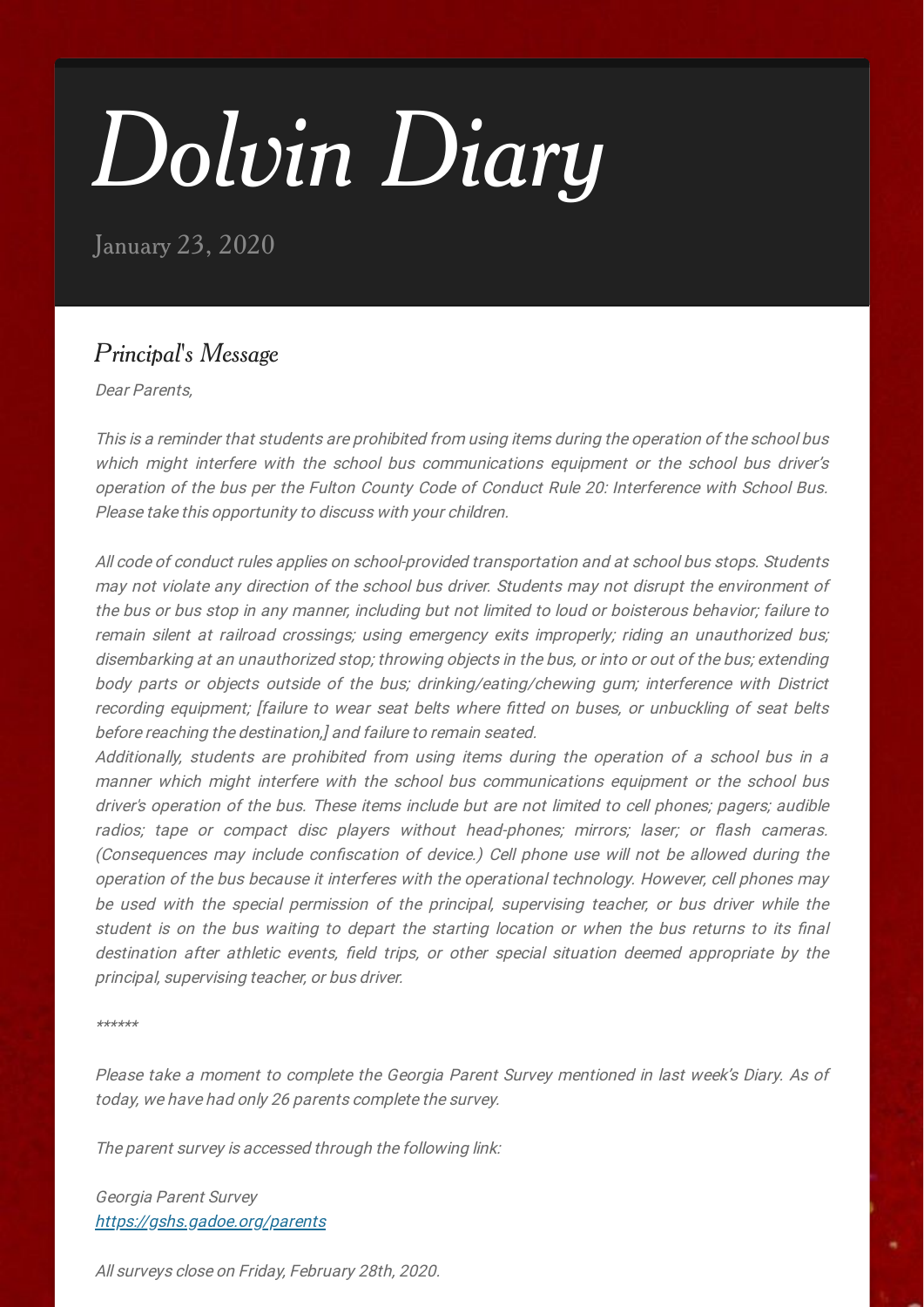# Dolvin Diary

January 23, 2020

## Principal's Message

*Dear Parents,*

*This is a reminder that students are prohibited from using items during the operation of the school bus which might interfere with the school bus communications equipment or the school bus driver's operation of the bus per the Fulton County Code of Conduct Rule 20: Interference with School Bus. Please take this opportunity to discuss with your children.*

*All code of conduct rules applies on school-provided transportation and at school bus stops. Students may not violate any direction of the school bus driver. Students may not disrupt the environment of the bus or bus stop in any manner, including but not limited to loud or boisterous behavior; failure to remain silent at railroad crossings; using emergency exits improperly; riding an unauthorized bus; disembarking at an unauthorized stop; throwing objects in the bus, or into or out of the bus; extending body parts or objects outside of the bus; drinking/eating/chewing gum; interference with District recording equipment; [failure to wear seat belts where fitted on buses, or unbuckling of seat belts before reaching the destination,] and failure to remain seated.*
*Additionally, students are prohibited from using items during the operation of a school bus in a manner which might interfere with the school bus communications equipment or the school bus driver's operation of the bus. These items include but are not limited to cell phones; pagers; audible radios; tape or compact disc players without head-phones; mirrors; laser; or flash cameras. (Consequences may include confiscation of device.) Cell phone use will not be allowed during the operation of the bus because it interferes with the operational technology. However, cell phones may be used with the special permission of the principal, supervising teacher, or bus driver while the student is on the bus waiting to depart the starting location or when the bus returns to its final destination after athletic events, field trips, or other special situation deemed appropriate by the principal, supervising teacher, or bus driver.*

*\*\*\*\*\*\**

*Please take a moment to complete the Georgia Parent Survey mentioned in last week's Diary. As of today, we have had only 26 parents complete the survey.*

*The parent survey is accessed through the following link:*

*Georgia Parent Survey*
*[https://gshs.gadoe.org/parents](https://gshs.gadoe.org/parents)*

*All surveys close on Friday, February 28th, 2020.*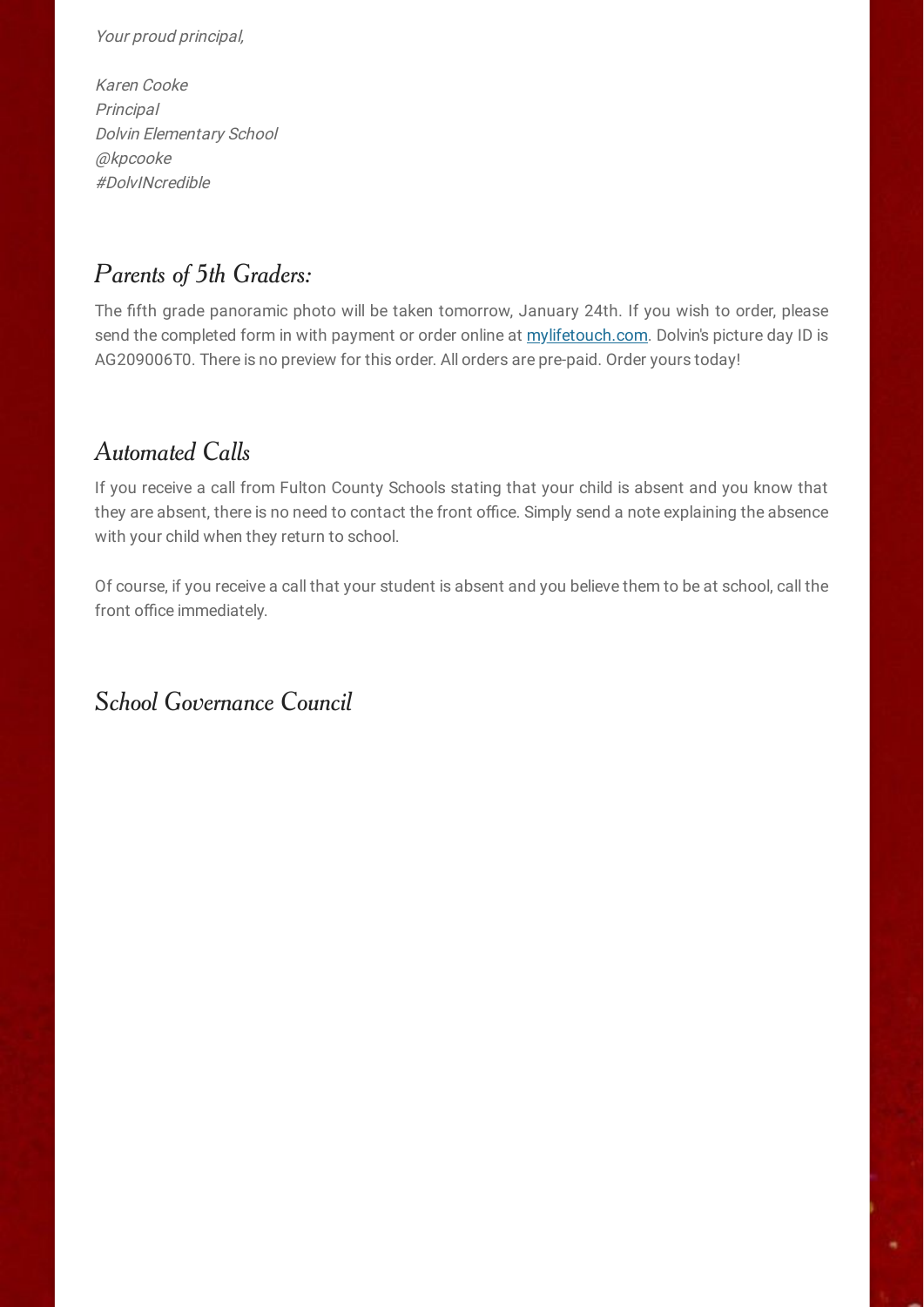*Your proud principal,*

*Karen Cooke*
*Principal*
*Dolvin Elementary School*
*@kpcooke*
*#DolvINcredible*

## *Parents of 5th Graders:*

The fifth grade panoramic photo will be taken tomorrow, January 24th. If you wish to order, please send the completed form in with payment or order online at [mylifetouch.com](mylifetouch.com). Dolvin's picture day ID is AG209006T0. There is no preview for this order. All orders are pre-paid. Order yours today!

## *Automated Calls*

If you receive a call from Fulton County Schools stating that your child is absent and you know that they are absent, there is no need to contact the front office. Simply send a note explaining the absence with your child when they return to school.

Of course, if you receive a call that your student is absent and you believe them to be at school, call the front office immediately.

## *School Governance Council*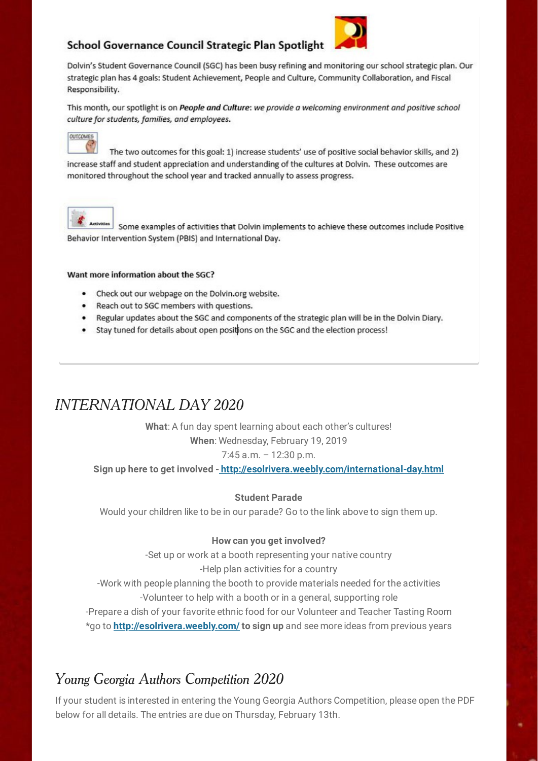## School Governance Council Strategic Plan Spotlight

Dolvin's Student Governance Council (SGC) has been busy refining and monitoring our school strategic plan. Our strategic plan has 4 goals: Student Achievement, People and Culture, Community Collaboration, and Fiscal Responsibility.

This month, our spotlight is on ***People and Culture***: *we provide a welcoming environment and positive school culture for students, families, and employees.*

OUTCOMES

The two outcomes for this goal: 1) increase students' use of positive social behavior skills, and 2) increase staff and student appreciation and understanding of the cultures at Dolvin. These outcomes are monitored throughout the school year and tracked annually to assess progress.

Activities

Some examples of activities that Dolvin implements to achieve these outcomes include Positive Behavior Intervention System (PBIS) and International Day.

**Want more information about the SGC?**

- Check out our webpage on the Dolvin.org website.
- Reach out to SGC members with questions.
- Regular updates about the SGC and components of the strategic plan will be in the Dolvin Diary.
- Stay tuned for details about open positions on the SGC and the election process!

## *INTERNATIONAL DAY 2020*

**What**: A fun day spent learning about each other's cultures!
**When**: Wednesday, February 19, 2019
7:45 a.m. – 12:30 p.m.
**Sign up here to get involved - http://esolrivera.weebly.com/international-day.html**

**Student Parade**
Would your children like to be in our parade? Go to the link above to sign them up.

**How can you get involved?**
-Set up or work at a booth representing your native country
-Help plan activities for a country
-Work with people planning the booth to provide materials needed for the activities
-Volunteer to help with a booth or in a general, supporting role
-Prepare a dish of your favorite ethnic food for our Volunteer and Teacher Tasting Room
*go to **http://esolrivera.weebly.com/ to sign up** and see more ideas from previous years

## *Young Georgia Authors Competition 2020*

If your student is interested in entering the Young Georgia Authors Competition, please open the PDF below for all details. The entries are due on Thursday, February 13th.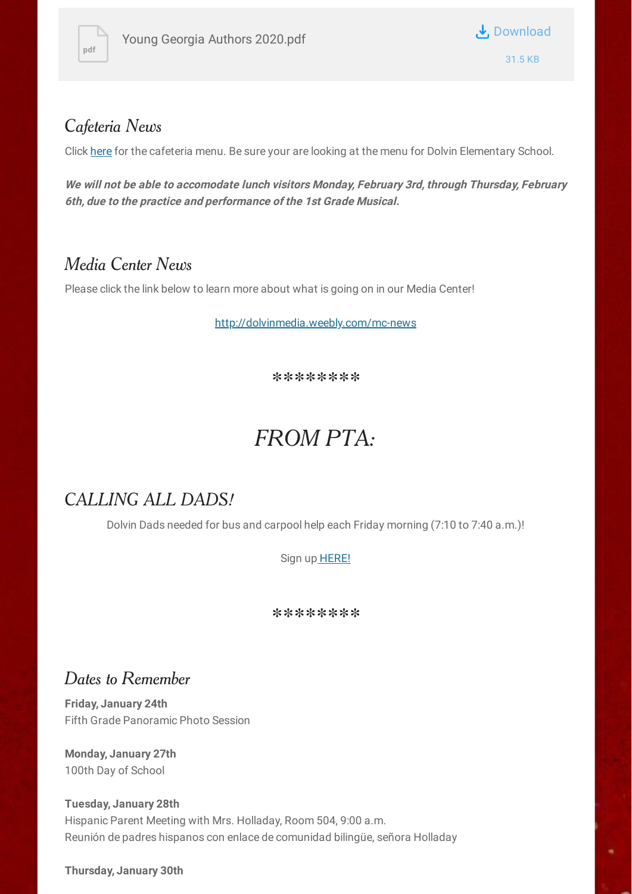Young Georgia Authors 2020.pdf

Download

31.5 KB

## Cafeteria News

Click here for the cafeteria menu. Be sure your are looking at the menu for Dolvin Elementary School.

***We will not be able to accomodate lunch visitors Monday, February 3rd, through Thursday, February 6th, due to the practice and performance of the 1st Grade Musical.***

## Media Center News

Please click the link below to learn more about what is going on in our Media Center!

http://dolvinmedia.weebly.com/mc-news

********

# FROM PTA:

## CALLING ALL DADS!

Dolvin Dads needed for bus and carpool help each Friday morning (7:10 to 7:40 a.m.)!

Sign up HERE!

********

## Dates to Remember

**Friday, January 24th**
Fifth Grade Panoramic Photo Session

**Monday, January 27th**
100th Day of School

**Tuesday, January 28th**
Hispanic Parent Meeting with Mrs. Holladay, Room 504, 9:00 a.m.
Reunión de padres hispanos con enlace de comunidad bilingüe, señora Holladay

**Thursday, January 30th**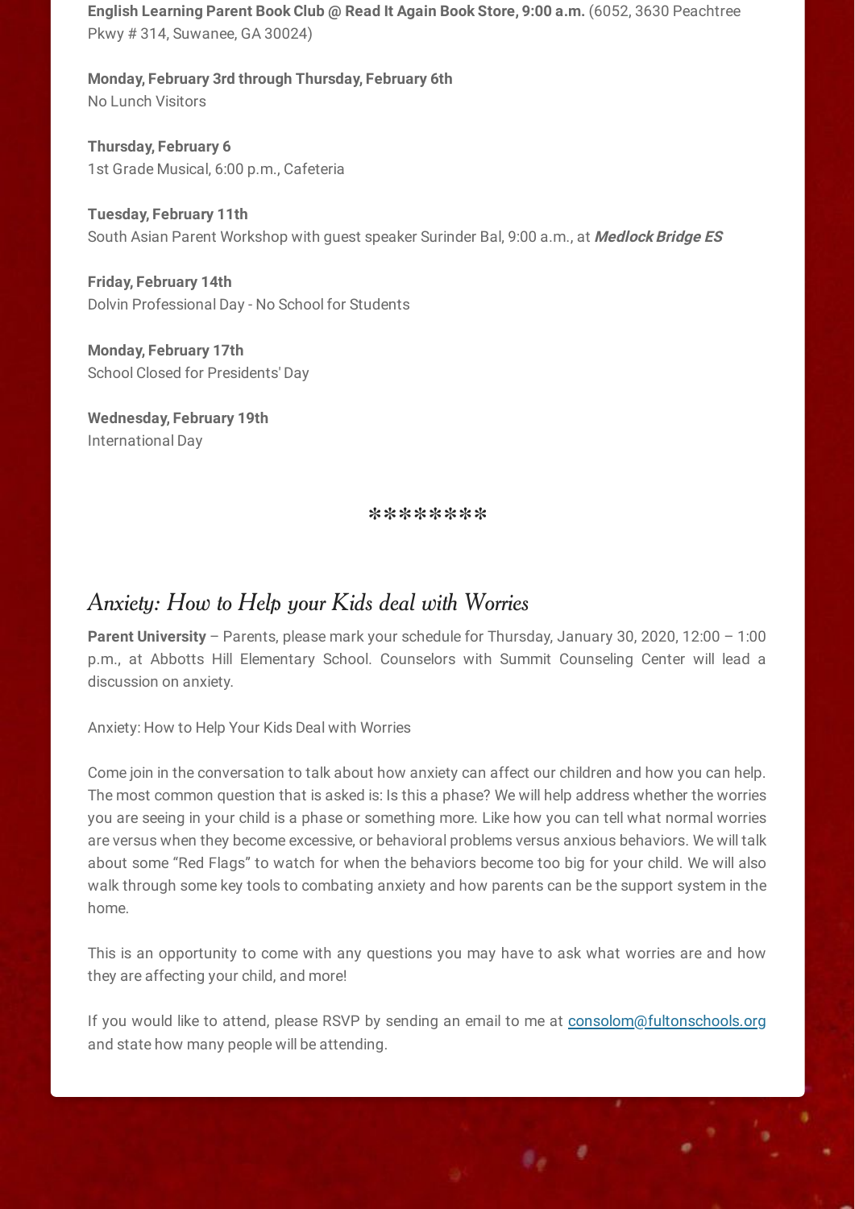**English Learning Parent Book Club @ Read It Again Book Store, 9:00 a.m.** (6052, 3630 Peachtree Pkwy # 314, Suwanee, GA 30024)

**Monday, February 3rd through Thursday, February 6th**
No Lunch Visitors

**Thursday, February 6**
1st Grade Musical, 6:00 p.m., Cafeteria

**Tuesday, February 11th**
South Asian Parent Workshop with guest speaker Surinder Bal, 9:00 a.m., at ***Medlock Bridge ES***

**Friday, February 14th**
Dolvin Professional Day - No School for Students

**Monday, February 17th**
School Closed for Presidents' Day

**Wednesday, February 19th**
International Day

********

## *Anxiety: How to Help your Kids deal with Worries*

**Parent University** – Parents, please mark your schedule for Thursday, January 30, 2020, 12:00 – 1:00 p.m., at Abbotts Hill Elementary School. Counselors with Summit Counseling Center will lead a discussion on anxiety.

Anxiety: How to Help Your Kids Deal with Worries

Come join in the conversation to talk about how anxiety can affect our children and how you can help. The most common question that is asked is: Is this a phase? We will help address whether the worries you are seeing in your child is a phase or something more. Like how you can tell what normal worries are versus when they become excessive, or behavioral problems versus anxious behaviors. We will talk about some "Red Flags" to watch for when the behaviors become too big for your child. We will also walk through some key tools to combating anxiety and how parents can be the support system in the home.

This is an opportunity to come with any questions you may have to ask what worries are and how they are affecting your child, and more!

If you would like to attend, please RSVP by sending an email to me at consolom@fultonschools.org and state how many people will be attending.